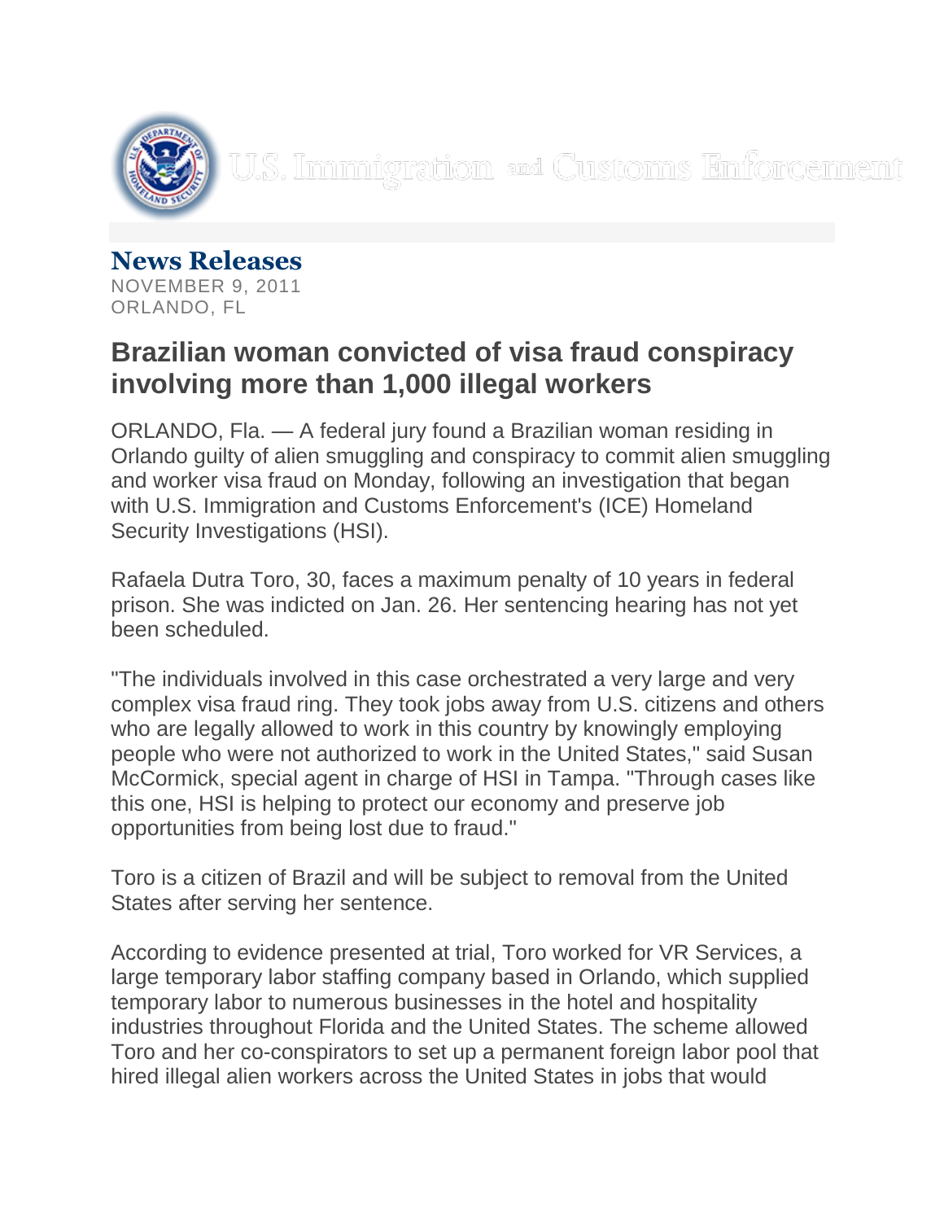U.S. Immigration and Customs Enforcement

## News Releases

NOVEMBER 9, 2011
ORLANDO, FL

# Brazilian woman convicted of visa fraud conspiracy involving more than 1,000 illegal workers

ORLANDO, Fla. — A federal jury found a Brazilian woman residing in Orlando guilty of alien smuggling and conspiracy to commit alien smuggling and worker visa fraud on Monday, following an investigation that began with U.S. Immigration and Customs Enforcement's (ICE) Homeland Security Investigations (HSI).

Rafaela Dutra Toro, 30, faces a maximum penalty of 10 years in federal prison. She was indicted on Jan. 26. Her sentencing hearing has not yet been scheduled.

"The individuals involved in this case orchestrated a very large and very complex visa fraud ring. They took jobs away from U.S. citizens and others who are legally allowed to work in this country by knowingly employing people who were not authorized to work in the United States," said Susan McCormick, special agent in charge of HSI in Tampa. "Through cases like this one, HSI is helping to protect our economy and preserve job opportunities from being lost due to fraud."

Toro is a citizen of Brazil and will be subject to removal from the United States after serving her sentence.

According to evidence presented at trial, Toro worked for VR Services, a large temporary labor staffing company based in Orlando, which supplied temporary labor to numerous businesses in the hotel and hospitality industries throughout Florida and the United States. The scheme allowed Toro and her co-conspirators to set up a permanent foreign labor pool that hired illegal alien workers across the United States in jobs that would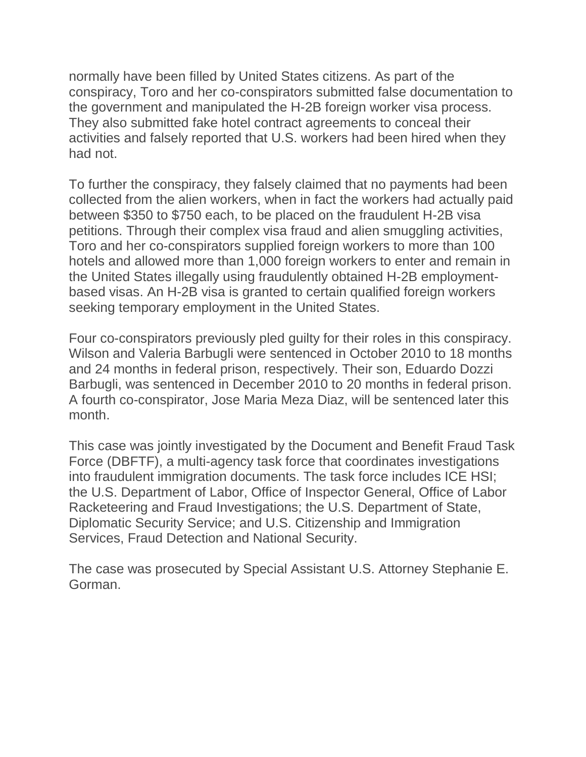normally have been filled by United States citizens. As part of the conspiracy, Toro and her co-conspirators submitted false documentation to the government and manipulated the H-2B foreign worker visa process. They also submitted fake hotel contract agreements to conceal their activities and falsely reported that U.S. workers had been hired when they had not.

To further the conspiracy, they falsely claimed that no payments had been collected from the alien workers, when in fact the workers had actually paid between $350 to $750 each, to be placed on the fraudulent H-2B visa petitions. Through their complex visa fraud and alien smuggling activities, Toro and her co-conspirators supplied foreign workers to more than 100 hotels and allowed more than 1,000 foreign workers to enter and remain in the United States illegally using fraudulently obtained H-2B employment-based visas. An H-2B visa is granted to certain qualified foreign workers seeking temporary employment in the United States.

Four co-conspirators previously pled guilty for their roles in this conspiracy. Wilson and Valeria Barbugli were sentenced in October 2010 to 18 months and 24 months in federal prison, respectively. Their son, Eduardo Dozzi Barbugli, was sentenced in December 2010 to 20 months in federal prison. A fourth co-conspirator, Jose Maria Meza Diaz, will be sentenced later this month.

This case was jointly investigated by the Document and Benefit Fraud Task Force (DBFTF), a multi-agency task force that coordinates investigations into fraudulent immigration documents. The task force includes ICE HSI; the U.S. Department of Labor, Office of Inspector General, Office of Labor Racketeering and Fraud Investigations; the U.S. Department of State, Diplomatic Security Service; and U.S. Citizenship and Immigration Services, Fraud Detection and National Security.

The case was prosecuted by Special Assistant U.S. Attorney Stephanie E. Gorman.